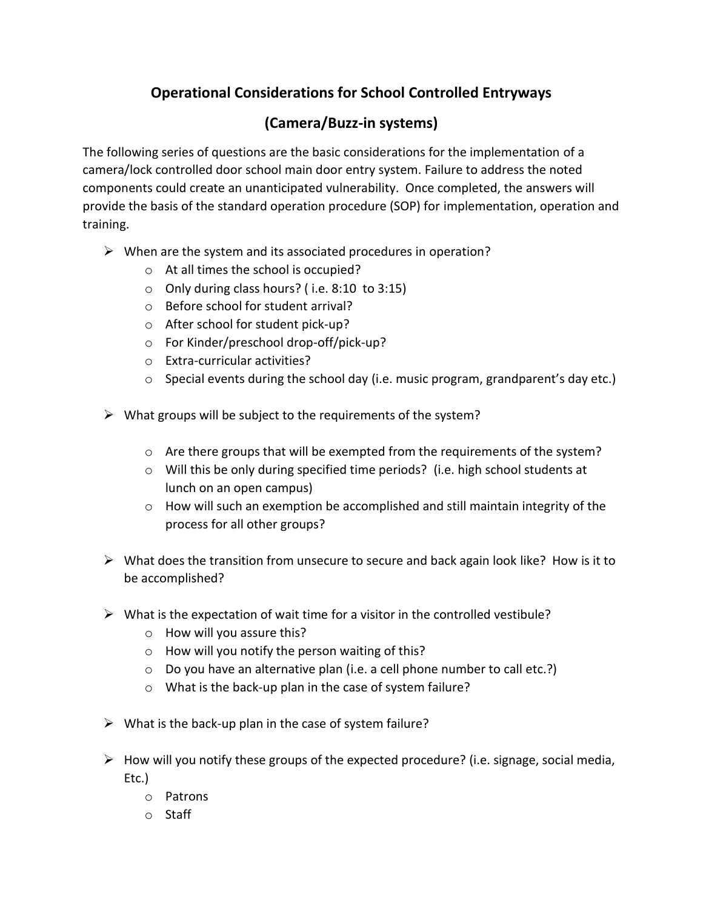# Operational Considerations for School Controlled Entryways

## (Camera/Buzz-in systems)

The following series of questions are the basic considerations for the implementation of a camera/lock controlled door school main door entry system. Failure to address the noted components could create an unanticipated vulnerability. Once completed, the answers will provide the basis of the standard operation procedure (SOP) for implementation, operation and training.

- When are the system and its associated procedures in operation?
  - At all times the school is occupied?
  - Only during class hours? ( i.e. 8:10 to 3:15)
  - Before school for student arrival?
  - After school for student pick-up?
  - For Kinder/preschool drop-off/pick-up?
  - Extra-curricular activities?
  - Special events during the school day (i.e. music program, grandparent's day etc.)

- What groups will be subject to the requirements of the system?
  - Are there groups that will be exempted from the requirements of the system?
  - Will this be only during specified time periods? (i.e. high school students at lunch on an open campus)
  - How will such an exemption be accomplished and still maintain integrity of the process for all other groups?

- What does the transition from unsecure to secure and back again look like? How is it to be accomplished?

- What is the expectation of wait time for a visitor in the controlled vestibule?
  - How will you assure this?
  - How will you notify the person waiting of this?
  - Do you have an alternative plan (i.e. a cell phone number to call etc.?)
  - What is the back-up plan in the case of system failure?

- What is the back-up plan in the case of system failure?

- How will you notify these groups of the expected procedure? (i.e. signage, social media, Etc.)
  - Patrons
  - Staff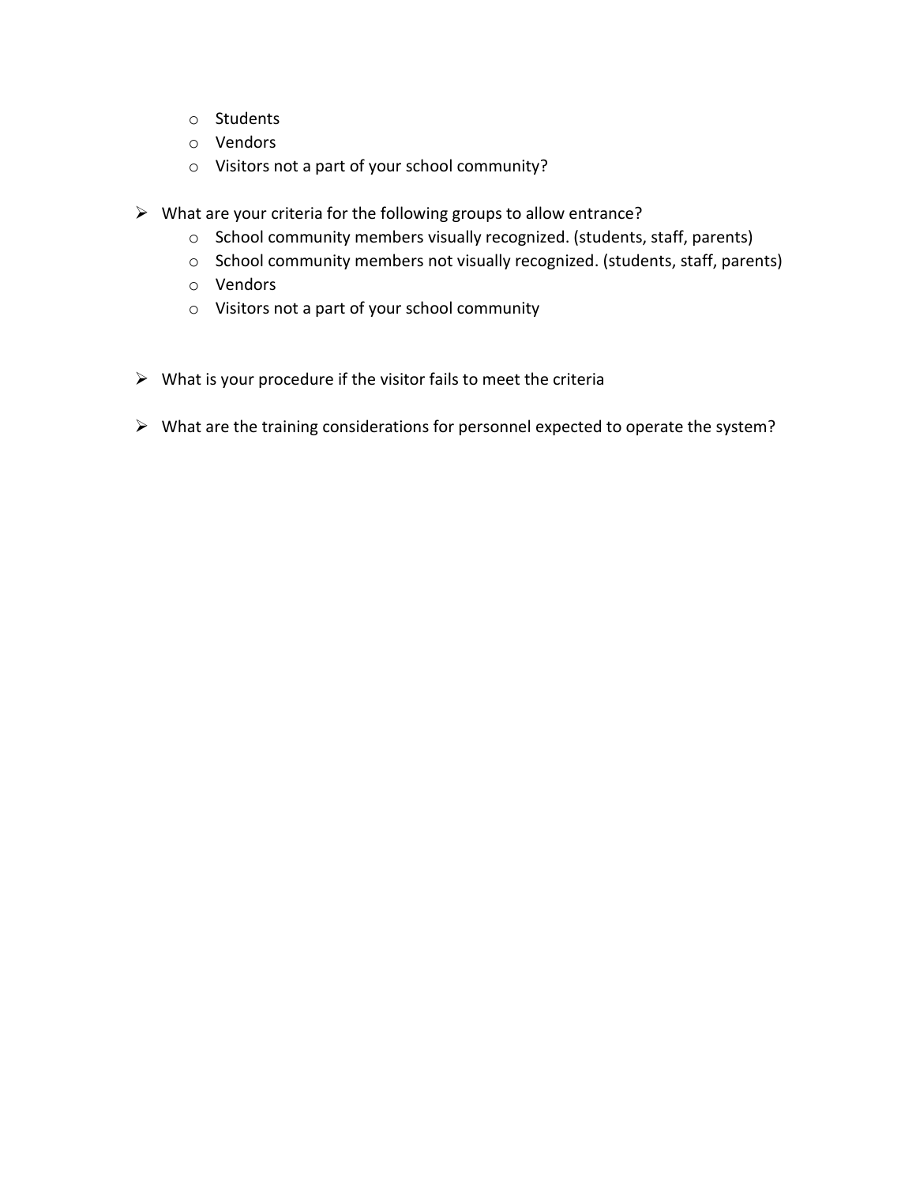- Students
  - Vendors
  - Visitors not a part of your school community?

- What are your criteria for the following groups to allow entrance?
  - School community members visually recognized. (students, staff, parents)
  - School community members not visually recognized. (students, staff, parents)
  - Vendors
  - Visitors not a part of your school community

- What is your procedure if the visitor fails to meet the criteria

- What are the training considerations for personnel expected to operate the system?